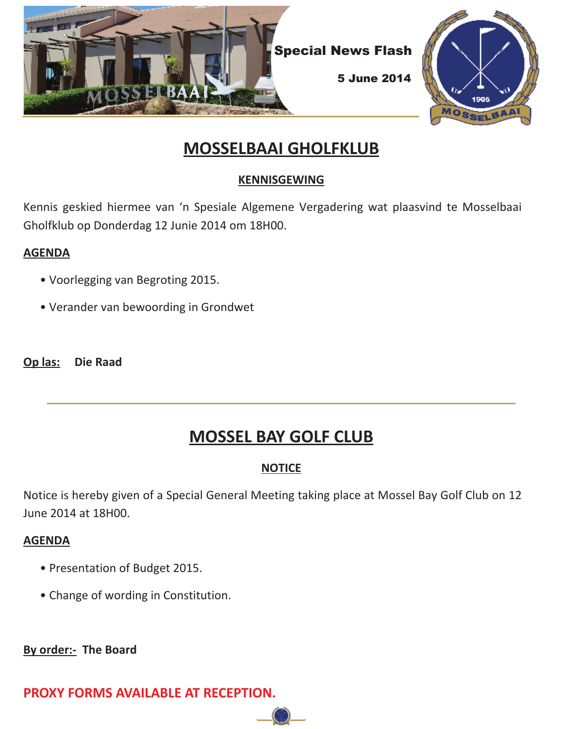Special News Flash

5 June 2014

# MOSSELBAAI GHOLFKLUB

## KENNISGEWING

Kennis geskied hiermee van 'n Spesiale Algemene Vergadering wat plaasvind te Mosselbaai Gholfklub op Donderdag 12 Junie 2014 om 18H00.

**AGENDA**

- Voorlegging van Begroting 2015.
- Verander van bewoording in Grondwet

**Op las:** **Die Raad**

---

# MOSSEL BAY GOLF CLUB

## NOTICE

Notice is hereby given of a Special General Meeting taking place at Mossel Bay Golf Club on 12 June 2014 at 18H00.

**AGENDA**

- Presentation of Budget 2015.
- Change of wording in Constitution.

**By order:-** **The Board**

**PROXY FORMS AVAILABLE AT RECEPTION.**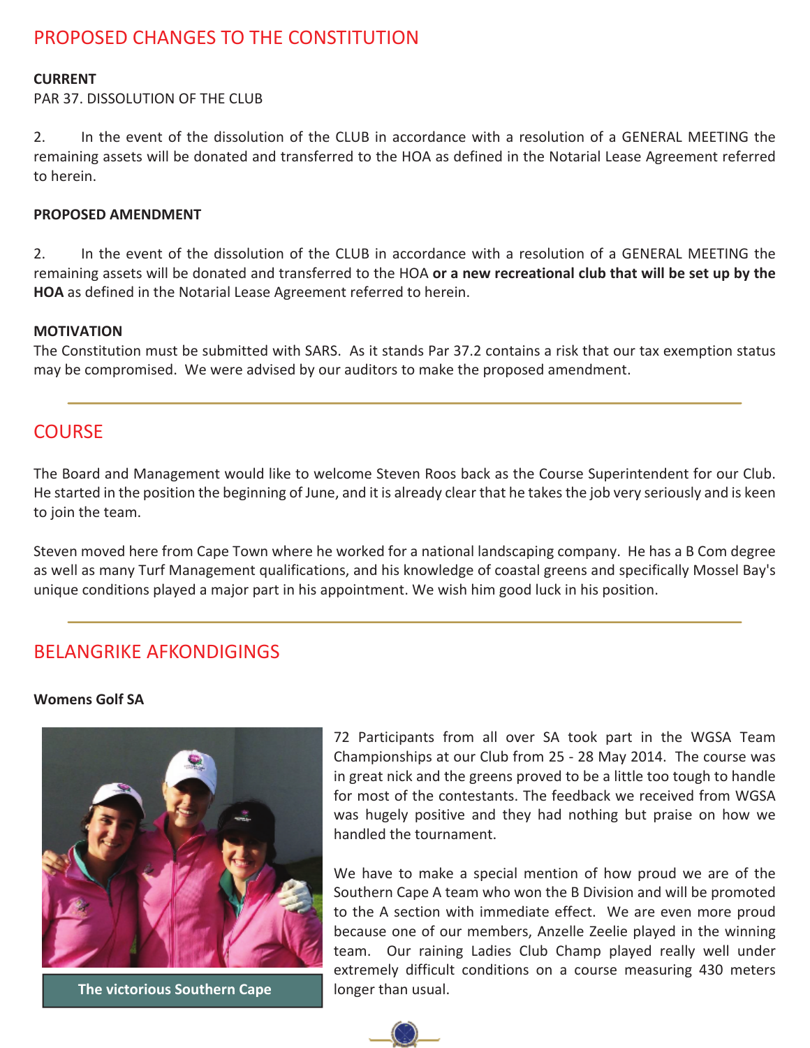## PROPOSED CHANGES TO THE CONSTITUTION

**CURRENT**

PAR 37. DISSOLUTION OF THE CLUB

2. In the event of the dissolution of the CLUB in accordance with a resolution of a GENERAL MEETING the remaining assets will be donated and transferred to the HOA as defined in the Notarial Lease Agreement referred to herein.

**PROPOSED AMENDMENT**

2. In the event of the dissolution of the CLUB in accordance with a resolution of a GENERAL MEETING the remaining assets will be donated and transferred to the HOA **or a new recreational club that will be set up by the HOA** as defined in the Notarial Lease Agreement referred to herein.

**MOTIVATION**

The Constitution must be submitted with SARS. As it stands Par 37.2 contains a risk that our tax exemption status may be compromised. We were advised by our auditors to make the proposed amendment.

## COURSE

The Board and Management would like to welcome Steven Roos back as the Course Superintendent for our Club. He started in the position the beginning of June, and it is already clear that he takes the job very seriously and is keen to join the team.

Steven moved here from Cape Town where he worked for a national landscaping company. He has a B Com degree as well as many Turf Management qualifications, and his knowledge of coastal greens and specifically Mossel Bay's unique conditions played a major part in his appointment. We wish him good luck in his position.

## BELANGRIKE AFKONDIGINGS

**Womens Golf SA**

The victorious Southern Cape

72 Participants from all over SA took part in the WGSA Team Championships at our Club from 25 - 28 May 2014. The course was in great nick and the greens proved to be a little too tough to handle for most of the contestants. The feedback we received from WGSA was hugely positive and they had nothing but praise on how we handled the tournament.

We have to make a special mention of how proud we are of the Southern Cape A team who won the B Division and will be promoted to the A section with immediate effect. We are even more proud because one of our members, Anzelle Zeelie played in the winning team. Our raining Ladies Club Champ played really well under extremely difficult conditions on a course measuring 430 meters longer than usual.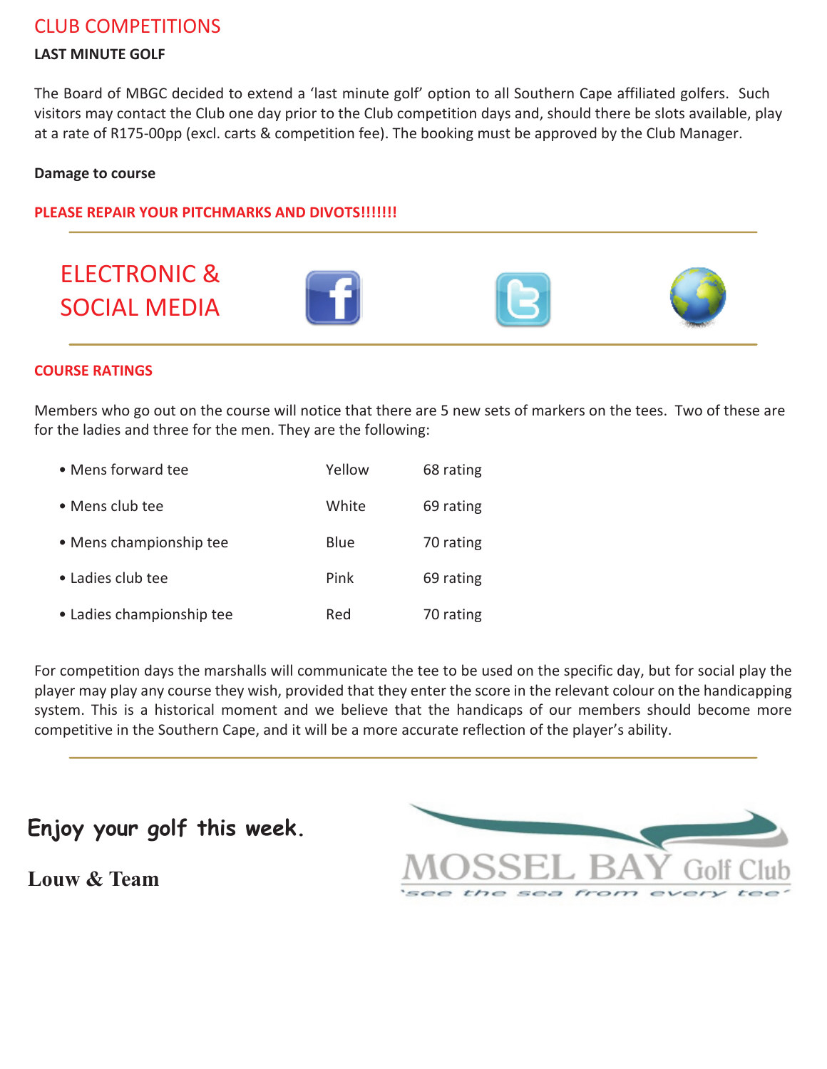## CLUB COMPETITIONS

**LAST MINUTE GOLF**

The Board of MBGC decided to extend a 'last minute golf' option to all Southern Cape affiliated golfers. Such visitors may contact the Club one day prior to the Club competition days and, should there be slots available, play at a rate of R175-00pp (excl. carts & competition fee). The booking must be approved by the Club Manager.

**Damage to course**

**PLEASE REPAIR YOUR PITCHMARKS AND DIVOTS!!!!!!!**

---

## ELECTRONIC & SOCIAL MEDIA

---

**COURSE RATINGS**

Members who go out on the course will notice that there are 5 new sets of markers on the tees. Two of these are for the ladies and three for the men. They are the following:

| | | |
|---|---|---|
| • Mens forward tee | Yellow | 68 rating |
| • Mens club tee | White | 69 rating |
| • Mens championship tee | Blue | 70 rating |
| • Ladies club tee | Pink | 69 rating |
| • Ladies championship tee | Red | 70 rating |

For competition days the marshalls will communicate the tee to be used on the specific day, but for social play the player may play any course they wish, provided that they enter the score in the relevant colour on the handicapping system. This is a historical moment and we believe that the handicaps of our members should become more competitive in the Southern Cape, and it will be a more accurate reflection of the player's ability.

---

**Enjoy your golf this week.**

**Louw & Team**

MOSSEL BAY Golf Club
'see the sea from every tee'